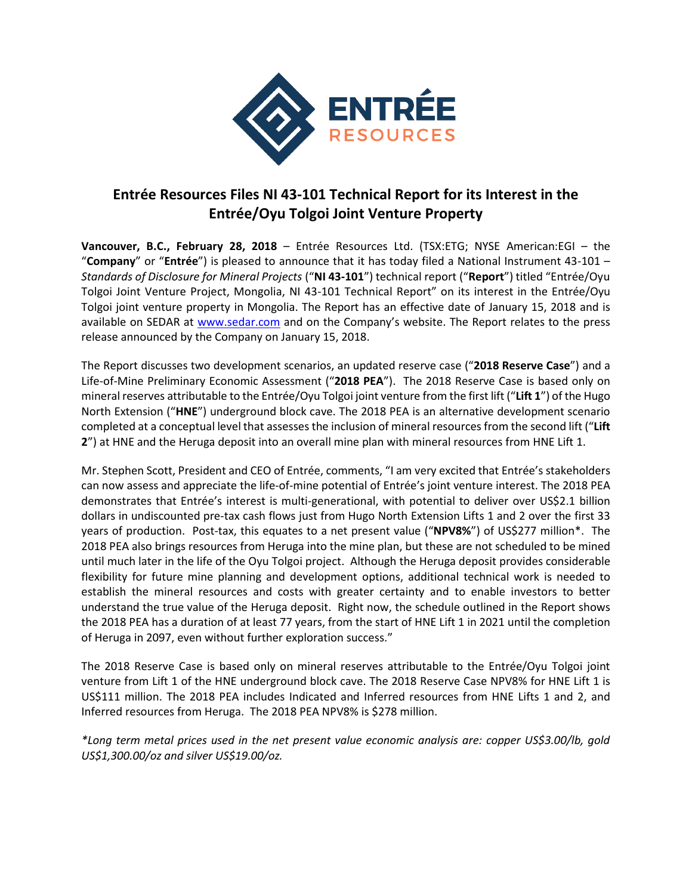# Entrée Resources Files NI 43-101 Technical Report for its Interest in the Entrée/Oyu Tolgoi Joint Venture Property

**Vancouver, B.C., February 28, 2018** – Entrée Resources Ltd. (TSX:ETG; NYSE American:EGI – the "**Company**" or "**Entrée**") is pleased to announce that it has today filed a National Instrument 43-101 – *Standards of Disclosure for Mineral Projects* ("**NI 43-101**") technical report ("**Report**") titled "Entrée/Oyu Tolgoi Joint Venture Project, Mongolia, NI 43-101 Technical Report" on its interest in the Entrée/Oyu Tolgoi joint venture property in Mongolia. The Report has an effective date of January 15, 2018 and is available on SEDAR at www.sedar.com and on the Company's website. The Report relates to the press release announced by the Company on January 15, 2018.

The Report discusses two development scenarios, an updated reserve case ("**2018 Reserve Case**") and a Life-of-Mine Preliminary Economic Assessment ("**2018 PEA**"). The 2018 Reserve Case is based only on mineral reserves attributable to the Entrée/Oyu Tolgoi joint venture from the first lift ("**Lift 1**") of the Hugo North Extension ("**HNE**") underground block cave. The 2018 PEA is an alternative development scenario completed at a conceptual level that assesses the inclusion of mineral resources from the second lift ("**Lift 2**") at HNE and the Heruga deposit into an overall mine plan with mineral resources from HNE Lift 1.

Mr. Stephen Scott, President and CEO of Entrée, comments, "I am very excited that Entrée's stakeholders can now assess and appreciate the life-of-mine potential of Entrée's joint venture interest. The 2018 PEA demonstrates that Entrée's interest is multi-generational, with potential to deliver over US$2.1 billion dollars in undiscounted pre-tax cash flows just from Hugo North Extension Lifts 1 and 2 over the first 33 years of production. Post-tax, this equates to a net present value ("**NPV8%**") of US$277 million*. The 2018 PEA also brings resources from Heruga into the mine plan, but these are not scheduled to be mined until much later in the life of the Oyu Tolgoi project. Although the Heruga deposit provides considerable flexibility for future mine planning and development options, additional technical work is needed to establish the mineral resources and costs with greater certainty and to enable investors to better understand the true value of the Heruga deposit. Right now, the schedule outlined in the Report shows the 2018 PEA has a duration of at least 77 years, from the start of HNE Lift 1 in 2021 until the completion of Heruga in 2097, even without further exploration success."

The 2018 Reserve Case is based only on mineral reserves attributable to the Entrée/Oyu Tolgoi joint venture from Lift 1 of the HNE underground block cave. The 2018 Reserve Case NPV8% for HNE Lift 1 is US$111 million. The 2018 PEA includes Indicated and Inferred resources from HNE Lifts 1 and 2, and Inferred resources from Heruga. The 2018 PEA NPV8% is $278 million.

*\*Long term metal prices used in the net present value economic analysis are: copper US$3.00/lb, gold US$1,300.00/oz and silver US$19.00/oz.*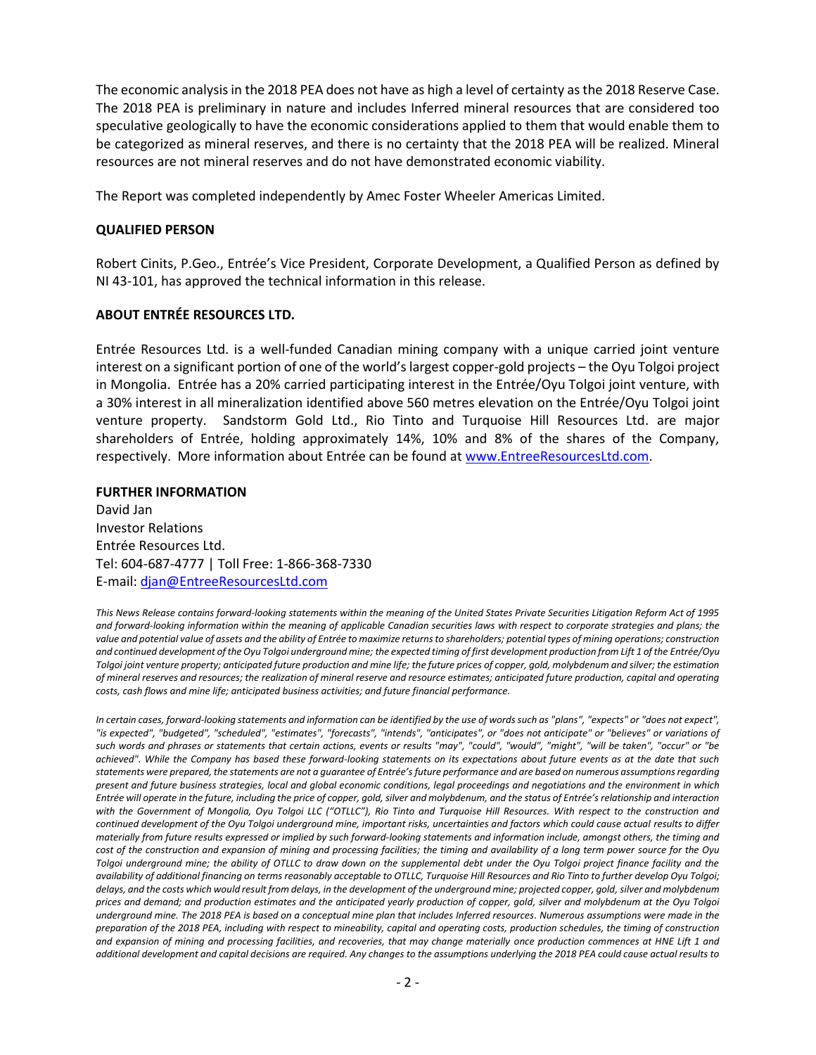The economic analysis in the 2018 PEA does not have as high a level of certainty as the 2018 Reserve Case. The 2018 PEA is preliminary in nature and includes Inferred mineral resources that are considered too speculative geologically to have the economic considerations applied to them that would enable them to be categorized as mineral reserves, and there is no certainty that the 2018 PEA will be realized. Mineral resources are not mineral reserves and do not have demonstrated economic viability.

The Report was completed independently by Amec Foster Wheeler Americas Limited.

**QUALIFIED PERSON**

Robert Cinits, P.Geo., Entrée's Vice President, Corporate Development, a Qualified Person as defined by NI 43-101, has approved the technical information in this release.

**ABOUT ENTRÉE RESOURCES LTD.**

Entrée Resources Ltd. is a well-funded Canadian mining company with a unique carried joint venture interest on a significant portion of one of the world's largest copper-gold projects – the Oyu Tolgoi project in Mongolia. Entrée has a 20% carried participating interest in the Entrée/Oyu Tolgoi joint venture, with a 30% interest in all mineralization identified above 560 metres elevation on the Entrée/Oyu Tolgoi joint venture property. Sandstorm Gold Ltd., Rio Tinto and Turquoise Hill Resources Ltd. are major shareholders of Entrée, holding approximately 14%, 10% and 8% of the shares of the Company, respectively. More information about Entrée can be found at [www.EntreeResourcesLtd.com](http://www.EntreeResourcesLtd.com).

**FURTHER INFORMATION**
David Jan
Investor Relations
Entrée Resources Ltd.
Tel: 604-687-4777 | Toll Free: 1-866-368-7330
E-mail: [djan@EntreeResourcesLtd.com](mailto:djan@EntreeResourcesLtd.com)

*This News Release contains forward-looking statements within the meaning of the United States Private Securities Litigation Reform Act of 1995 and forward-looking information within the meaning of applicable Canadian securities laws with respect to corporate strategies and plans; the value and potential value of assets and the ability of Entrée to maximize returns to shareholders; potential types of mining operations; construction and continued development of the Oyu Tolgoi underground mine; the expected timing of first development production from Lift 1 of the Entrée/Oyu Tolgoi joint venture property; anticipated future production and mine life; the future prices of copper, gold, molybdenum and silver; the estimation of mineral reserves and resources; the realization of mineral reserve and resource estimates; anticipated future production, capital and operating costs, cash flows and mine life; anticipated business activities; and future financial performance.*

*In certain cases, forward-looking statements and information can be identified by the use of words such as "plans", "expects" or "does not expect", "is expected", "budgeted", "scheduled", "estimates", "forecasts", "intends", "anticipates", or "does not anticipate" or "believes" or variations of such words and phrases or statements that certain actions, events or results "may", "could", "would", "might", "will be taken", "occur" or "be achieved". While the Company has based these forward-looking statements on its expectations about future events as at the date that such statements were prepared, the statements are not a guarantee of Entrée's future performance and are based on numerous assumptions regarding present and future business strategies, local and global economic conditions, legal proceedings and negotiations and the environment in which Entrée will operate in the future, including the price of copper, gold, silver and molybdenum, and the status of Entrée's relationship and interaction with the Government of Mongolia, Oyu Tolgoi LLC ("OTLLC"), Rio Tinto and Turquoise Hill Resources. With respect to the construction and continued development of the Oyu Tolgoi underground mine, important risks, uncertainties and factors which could cause actual results to differ materially from future results expressed or implied by such forward-looking statements and information include, amongst others, the timing and cost of the construction and expansion of mining and processing facilities; the timing and availability of a long term power source for the Oyu Tolgoi underground mine; the ability of OTLLC to draw down on the supplemental debt under the Oyu Tolgoi project finance facility and the availability of additional financing on terms reasonably acceptable to OTLLC, Turquoise Hill Resources and Rio Tinto to further develop Oyu Tolgoi; delays, and the costs which would result from delays, in the development of the underground mine; projected copper, gold, silver and molybdenum prices and demand; and production estimates and the anticipated yearly production of copper, gold, silver and molybdenum at the Oyu Tolgoi underground mine. The 2018 PEA is based on a conceptual mine plan that includes Inferred resources. Numerous assumptions were made in the preparation of the 2018 PEA, including with respect to mineability, capital and operating costs, production schedules, the timing of construction and expansion of mining and processing facilities, and recoveries, that may change materially once production commences at HNE Lift 1 and additional development and capital decisions are required. Any changes to the assumptions underlying the 2018 PEA could cause actual results to*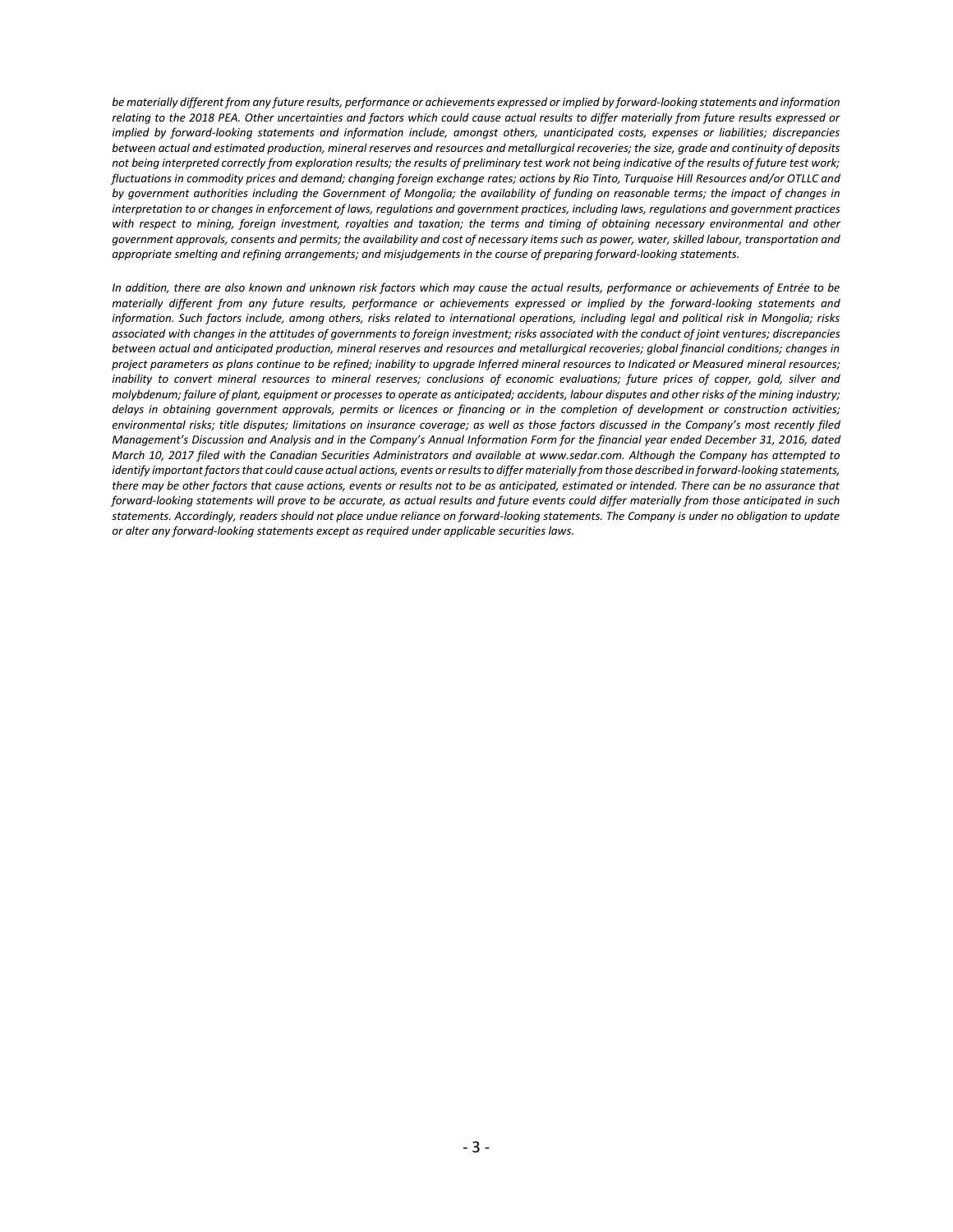*be materially different from any future results, performance or achievements expressed or implied by forward-looking statements and information relating to the 2018 PEA. Other uncertainties and factors which could cause actual results to differ materially from future results expressed or implied by forward-looking statements and information include, amongst others, unanticipated costs, expenses or liabilities; discrepancies between actual and estimated production, mineral reserves and resources and metallurgical recoveries; the size, grade and continuity of deposits not being interpreted correctly from exploration results; the results of preliminary test work not being indicative of the results of future test work; fluctuations in commodity prices and demand; changing foreign exchange rates; actions by Rio Tinto, Turquoise Hill Resources and/or OTLLC and by government authorities including the Government of Mongolia; the availability of funding on reasonable terms; the impact of changes in interpretation to or changes in enforcement of laws, regulations and government practices, including laws, regulations and government practices with respect to mining, foreign investment, royalties and taxation; the terms and timing of obtaining necessary environmental and other government approvals, consents and permits; the availability and cost of necessary items such as power, water, skilled labour, transportation and appropriate smelting and refining arrangements; and misjudgements in the course of preparing forward-looking statements.*

*In addition, there are also known and unknown risk factors which may cause the actual results, performance or achievements of Entrée to be materially different from any future results, performance or achievements expressed or implied by the forward-looking statements and information. Such factors include, among others, risks related to international operations, including legal and political risk in Mongolia; risks associated with changes in the attitudes of governments to foreign investment; risks associated with the conduct of joint ventures; discrepancies between actual and anticipated production, mineral reserves and resources and metallurgical recoveries; global financial conditions; changes in project parameters as plans continue to be refined; inability to upgrade Inferred mineral resources to Indicated or Measured mineral resources; inability to convert mineral resources to mineral reserves; conclusions of economic evaluations; future prices of copper, gold, silver and molybdenum; failure of plant, equipment or processes to operate as anticipated; accidents, labour disputes and other risks of the mining industry; delays in obtaining government approvals, permits or licences or financing or in the completion of development or construction activities; environmental risks; title disputes; limitations on insurance coverage; as well as those factors discussed in the Company's most recently filed Management's Discussion and Analysis and in the Company's Annual Information Form for the financial year ended December 31, 2016, dated March 10, 2017 filed with the Canadian Securities Administrators and available at www.sedar.com. Although the Company has attempted to identify important factors that could cause actual actions, events or results to differ materially from those described in forward-looking statements, there may be other factors that cause actual actions, events or results not to be as anticipated, estimated or intended. There can be no assurance that forward-looking statements will prove to be accurate, as actual results and future events could differ materially from those anticipated in such statements. Accordingly, readers should not place undue reliance on forward-looking statements. The Company is under no obligation to update or alter any forward-looking statements except as required under applicable securities laws.*